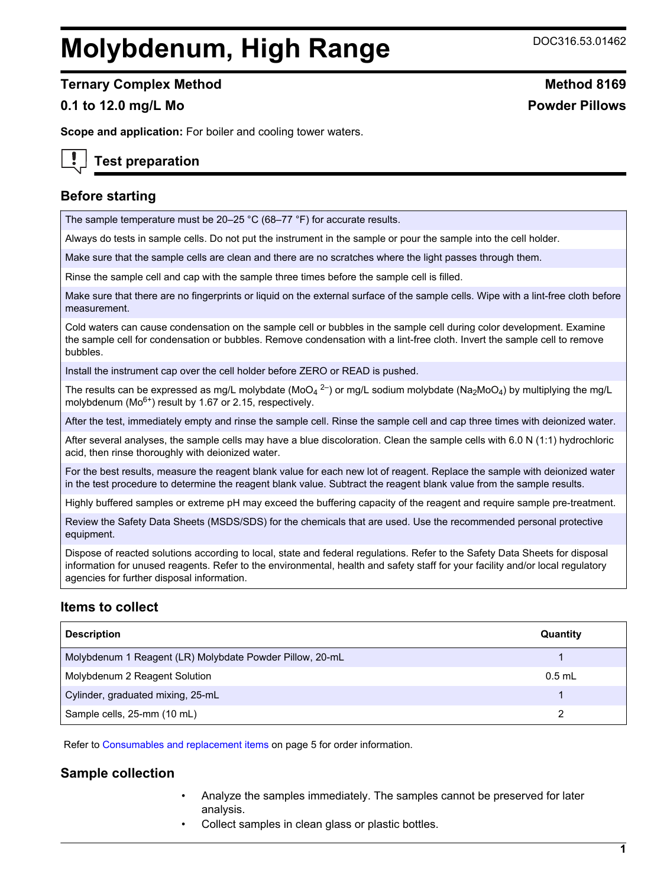# Molybdenum, High Range

DOC316.53.01462

## Ternary Complex Method

**Method 8169**

**0.1 to 12.0 mg/L Mo**

**Powder Pillows**

**Scope and application:** For boiler and cooling tower waters.

## Test preparation

### Before starting

| |
|---|
| The sample temperature must be 20–25 °C (68–77 °F) for accurate results. |
| Always do tests in sample cells. Do not put the instrument in the sample or pour the sample into the cell holder. |
| Make sure that the sample cells are clean and there are no scratches where the light passes through them. |
| Rinse the sample cell and cap with the sample three times before the sample cell is filled. |
| Make sure that there are no fingerprints or liquid on the external surface of the sample cells. Wipe with a lint-free cloth before measurement. |
| Cold waters can cause condensation on the sample cell or bubbles in the sample cell during color development. Examine the sample cell for condensation or bubbles. Remove condensation with a lint-free cloth. Invert the sample cell to remove bubbles. |
| Install the instrument cap over the cell holder before ZERO or READ is pushed. |
| The results can be expressed as mg/L molybdate ($MoO_4^{\,2-}$) or mg/L sodium molybdate ($Na_2MoO_4$) by multiplying the mg/L molybdenum ($Mo^{6+}$) result by 1.67 or 2.15, respectively. |
| After the test, immediately empty and rinse the sample cell. Rinse the sample cell and cap three times with deionized water. |
| After several analyses, the sample cells may have a blue discoloration. Clean the sample cells with 6.0 N (1:1) hydrochloric acid, then rinse thoroughly with deionized water. |
| For the best results, measure the reagent blank value for each new lot of reagent. Replace the sample with deionized water in the test procedure to determine the reagent blank value. Subtract the reagent blank value from the sample results. |
| Highly buffered samples or extreme pH may exceed the buffering capacity of the reagent and require sample pre-treatment. |
| Review the Safety Data Sheets (MSDS/SDS) for the chemicals that are used. Use the recommended personal protective equipment. |
| Dispose of reacted solutions according to local, state and federal regulations. Refer to the Safety Data Sheets for disposal information for unused reagents. Refer to the environmental, health and safety staff for your facility and/or local regulatory agencies for further disposal information. |

### Items to collect

| Description | Quantity |
|---|---|
| Molybdenum 1 Reagent (LR) Molybdate Powder Pillow, 20-mL | 1 |
| Molybdenum 2 Reagent Solution | 0.5 mL |
| Cylinder, graduated mixing, 25-mL | 1 |
| Sample cells, 25-mm (10 mL) | 2 |

Refer to Consumables and replacement items on page 5 for order information.

### Sample collection

- Analyze the samples immediately. The samples cannot be preserved for later analysis.
- Collect samples in clean glass or plastic bottles.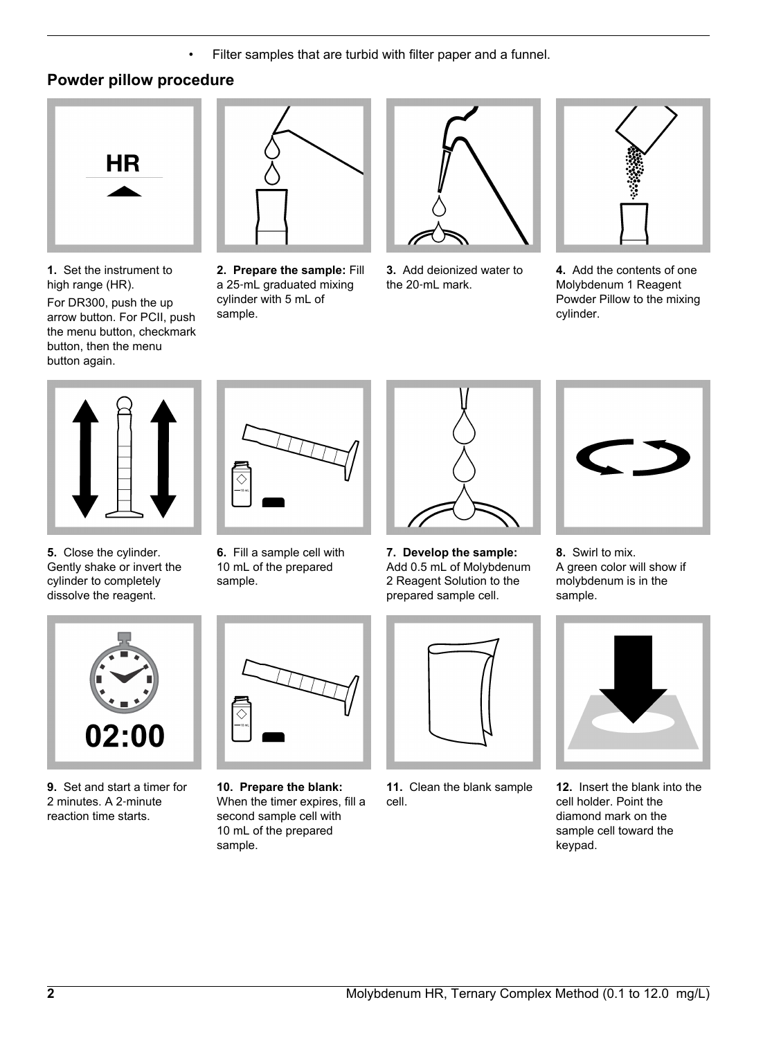- Filter samples that are turbid with filter paper and a funnel.

## Powder pillow procedure

**1.** Set the instrument to high range (HR).

For DR300, push the up arrow button. For PCII, push the menu button, checkmark button, then the menu button again.

**2. Prepare the sample:** Fill a 25‑mL graduated mixing cylinder with 5 mL of sample.

**3.** Add deionized water to the 20‑mL mark.

**4.** Add the contents of one Molybdenum 1 Reagent Powder Pillow to the mixing cylinder.

**5.** Close the cylinder. Gently shake or invert the cylinder to completely dissolve the reagent.

**6.** Fill a sample cell with 10 mL of the prepared sample.

**7. Develop the sample:** Add 0.5 mL of Molybdenum 2 Reagent Solution to the prepared sample cell.

**8.** Swirl to mix. A green color will show if molybdenum is in the sample.

**9.** Set and start a timer for 2 minutes. A 2‑minute reaction time starts.

**10. Prepare the blank:** When the timer expires, fill a second sample cell with 10 mL of the prepared sample.

**11.** Clean the blank sample cell.

**12.** Insert the blank into the cell holder. Point the diamond mark on the sample cell toward the keypad.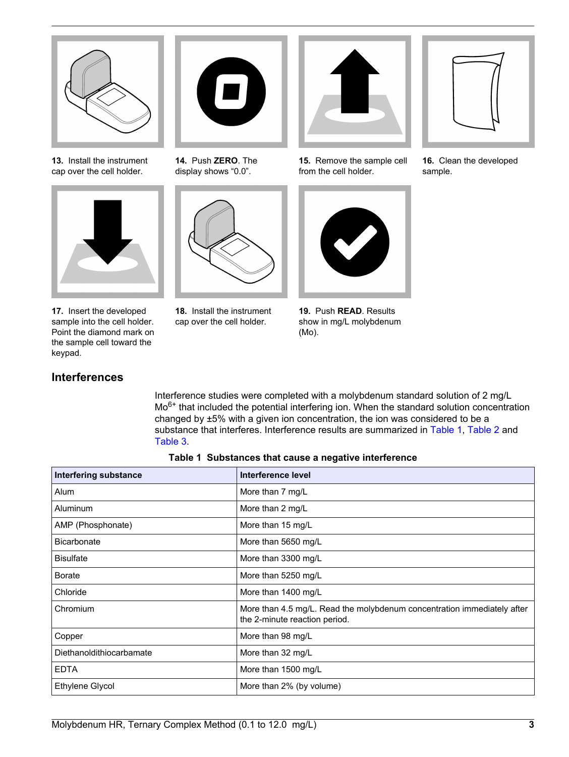13. Install the instrument cap over the cell holder.

14. Push **ZERO**. The display shows "0.0".

15. Remove the sample cell from the cell holder.

16. Clean the developed sample.

17. Insert the developed sample into the cell holder. Point the diamond mark on the sample cell toward the keypad.

18. Install the instrument cap over the cell holder.

19. Push **READ**. Results show in mg/L molybdenum (Mo).

## Interferences

Interference studies were completed with a molybdenum standard solution of 2 mg/L $Mo^{6+}$ that included the potential interfering ion. When the standard solution concentration changed by ±5% with a given ion concentration, the ion was considered to be a substance that interferes. Interference results are summarized in Table 1, Table 2 and Table 3.

**Table 1 Substances that cause a negative interference**

| Interfering substance | Interference level |
|---|---|
| Alum | More than 7 mg/L |
| Aluminum | More than 2 mg/L |
| AMP (Phosphonate) | More than 15 mg/L |
| Bicarbonate | More than 5650 mg/L |
| Bisulfate | More than 3300 mg/L |
| Borate | More than 5250 mg/L |
| Chloride | More than 1400 mg/L |
| Chromium | More than 4.5 mg/L. Read the molybdenum concentration immediately after the 2-minute reaction period. |
| Copper | More than 98 mg/L |
| Diethanoldithiocarbamate | More than 32 mg/L |
| EDTA | More than 1500 mg/L |
| Ethylene Glycol | More than 2% (by volume) |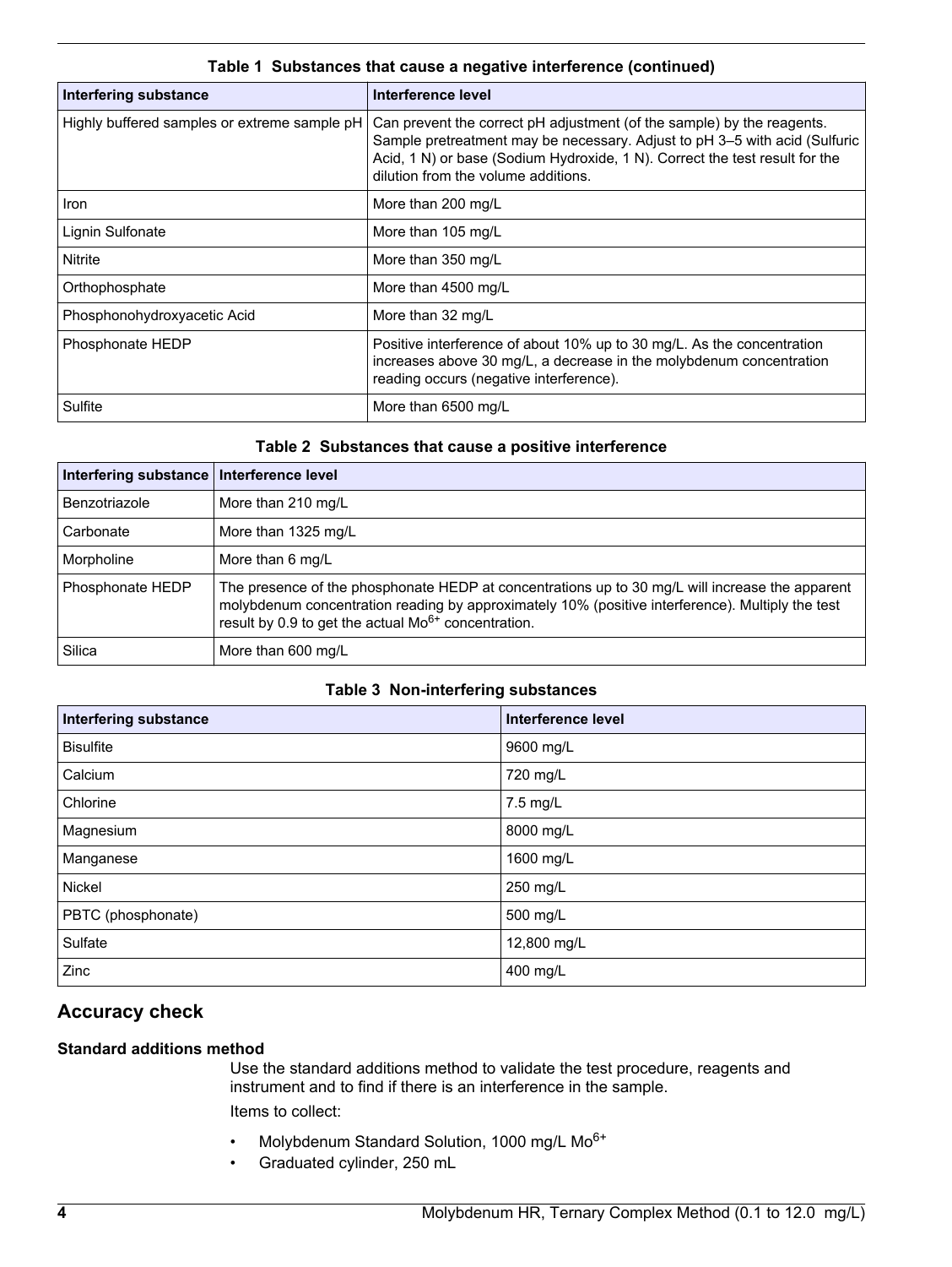**Table 1 Substances that cause a negative interference (continued)**

| Interfering substance | Interference level |
| --- | --- |
| Highly buffered samples or extreme sample pH | Can prevent the correct pH adjustment (of the sample) by the reagents. Sample pretreatment may be necessary. Adjust to pH 3–5 with acid (Sulfuric Acid, 1 N) or base (Sodium Hydroxide, 1 N). Correct the test result for the dilution from the volume additions. |
| Iron | More than 200 mg/L |
| Lignin Sulfonate | More than 105 mg/L |
| Nitrite | More than 350 mg/L |
| Orthophosphate | More than 4500 mg/L |
| Phosphonohydroxyacetic Acid | More than 32 mg/L |
| Phosphonate HEDP | Positive interference of about 10% up to 30 mg/L. As the concentration increases above 30 mg/L, a decrease in the molybdenum concentration reading occurs (negative interference). |
| Sulfite | More than 6500 mg/L |

**Table 2 Substances that cause a positive interference**

| Interfering substance | Interference level |
| --- | --- |
| Benzotriazole | More than 210 mg/L |
| Carbonate | More than 1325 mg/L |
| Morpholine | More than 6 mg/L |
| Phosphonate HEDP | The presence of the phosphonate HEDP at concentrations up to 30 mg/L will increase the apparent molybdenum concentration reading by approximately 10% (positive interference). Multiply the test result by 0.9 to get the actual $Mo^{6+}$ concentration. |
| Silica | More than 600 mg/L |

**Table 3 Non-interfering substances**

| Interfering substance | Interference level |
| --- | --- |
| Bisulfite | 9600 mg/L |
| Calcium | 720 mg/L |
| Chlorine | 7.5 mg/L |
| Magnesium | 8000 mg/L |
| Manganese | 1600 mg/L |
| Nickel | 250 mg/L |
| PBTC (phosphonate) | 500 mg/L |
| Sulfate | 12,800 mg/L |
| Zinc | 400 mg/L |

## Accuracy check

### Standard additions method

Use the standard additions method to validate the test procedure, reagents and instrument and to find if there is an interference in the sample.

Items to collect:

- Molybdenum Standard Solution, 1000 mg/L $Mo^{6+}$
- Graduated cylinder, 250 mL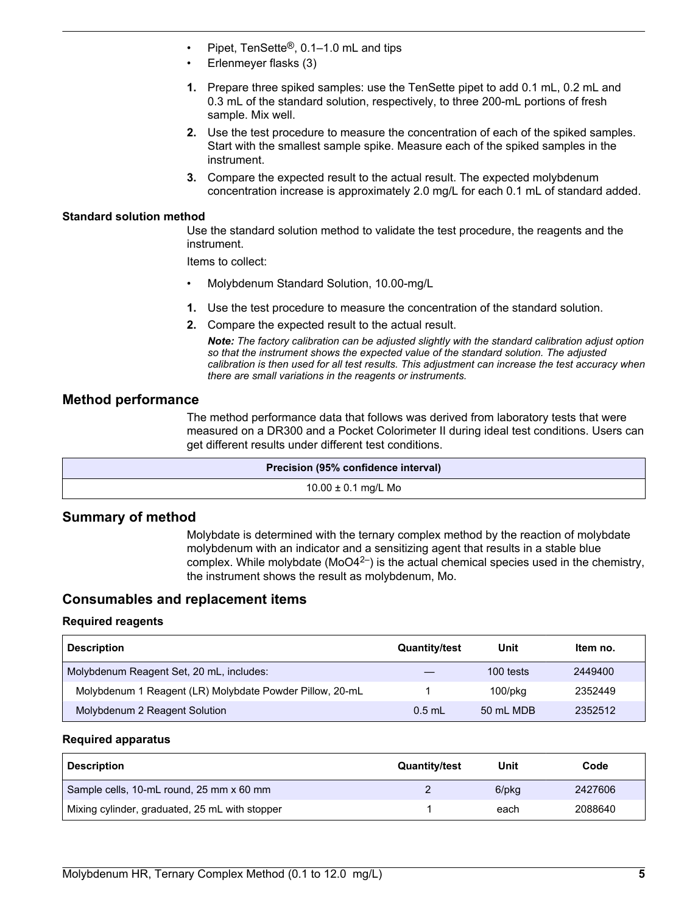- Pipet, TenSette®, 0.1–1.0 mL and tips
- Erlenmeyer flasks (3)

1. Prepare three spiked samples: use the TenSette pipet to add 0.1 mL, 0.2 mL and 0.3 mL of the standard solution, respectively, to three 200-mL portions of fresh sample. Mix well.
2. Use the test procedure to measure the concentration of each of the spiked samples. Start with the smallest sample spike. Measure each of the spiked samples in the instrument.
3. Compare the expected result to the actual result. The expected molybdenum concentration increase is approximately 2.0 mg/L for each 0.1 mL of standard added.

### Standard solution method

Use the standard solution method to validate the test procedure, the reagents and the instrument.

Items to collect:

- Molybdenum Standard Solution, 10.00-mg/L

1. Use the test procedure to measure the concentration of the standard solution.
2. Compare the expected result to the actual result.

   ***Note:*** *The factory calibration can be adjusted slightly with the standard calibration adjust option so that the instrument shows the expected value of the standard solution. The adjusted calibration is then used for all test results. This adjustment can increase the test accuracy when there are small variations in the reagents or instruments.*

## Method performance

The method performance data that follows was derived from laboratory tests that were measured on a DR300 and a Pocket Colorimeter II during ideal test conditions. Users can get different results under different test conditions.

| Precision (95% confidence interval) |
| --- |
| 10.00 ± 0.1 mg/L Mo |

## Summary of method

Molybdate is determined with the ternary complex method by the reaction of molybdate molybdenum with an indicator and a sensitizing agent that results in a stable blue complex. While molybdate ($MoO_4^{2-}$) is the actual chemical species used in the chemistry, the instrument shows the result as molybdenum, Mo.

## Consumables and replacement items

### Required reagents

| Description | Quantity/test | Unit | Item no. |
| --- | --- | --- | --- |
| Molybdenum Reagent Set, 20 mL, includes: | — | 100 tests | 2449400 |
| Molybdenum 1 Reagent (LR) Molybdate Powder Pillow, 20-mL | 1 | 100/pkg | 2352449 |
| Molybdenum 2 Reagent Solution | 0.5 mL | 50 mL MDB | 2352512 |

### Required apparatus

| Description | Quantity/test | Unit | Code |
| --- | --- | --- | --- |
| Sample cells, 10-mL round, 25 mm x 60 mm | 2 | 6/pkg | 2427606 |
| Mixing cylinder, graduated, 25 mL with stopper | 1 | each | 2088640 |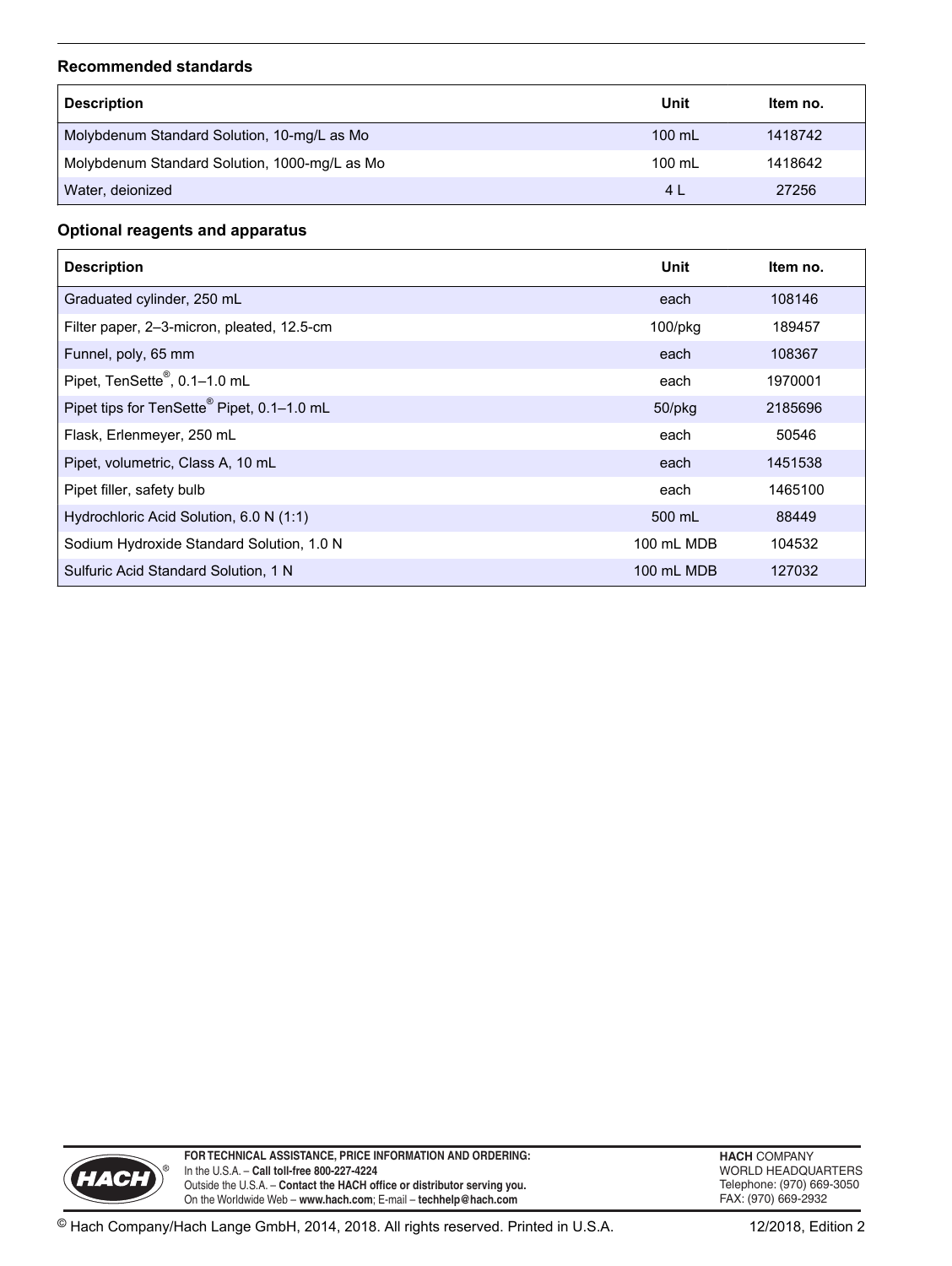### Recommended standards

| Description | Unit | Item no. |
|---|---|---|
| Molybdenum Standard Solution, 10-mg/L as Mo | 100 mL | 1418742 |
| Molybdenum Standard Solution, 1000-mg/L as Mo | 100 mL | 1418642 |
| Water, deionized | 4 L | 27256 |

### Optional reagents and apparatus

| Description | Unit | Item no. |
|---|---|---|
| Graduated cylinder, 250 mL | each | 108146 |
| Filter paper, 2–3-micron, pleated, 12.5-cm | 100/pkg | 189457 |
| Funnel, poly, 65 mm | each | 108367 |
| Pipet, TenSette®, 0.1–1.0 mL | each | 1970001 |
| Pipet tips for TenSette® Pipet, 0.1–1.0 mL | 50/pkg | 2185696 |
| Flask, Erlenmeyer, 250 mL | each | 50546 |
| Pipet, volumetric, Class A, 10 mL | each | 1451538 |
| Pipet filler, safety bulb | each | 1465100 |
| Hydrochloric Acid Solution, 6.0 N (1:1) | 500 mL | 88449 |
| Sodium Hydroxide Standard Solution, 1.0 N | 100 mL MDB | 104532 |
| Sulfuric Acid Standard Solution, 1 N | 100 mL MDB | 127032 |

**FOR TECHNICAL ASSISTANCE, PRICE INFORMATION AND ORDERING:**
In the U.S.A. – **Call toll-free 800-227-4224**
Outside the U.S.A. – **Contact the HACH office or distributor serving you.**
On the Worldwide Web – **www.hach.com**; E-mail – **techhelp@hach.com**

**HACH** COMPANY
WORLD HEADQUARTERS
Telephone: (970) 669-3050
FAX: (970) 669-2932

© Hach Company/Hach Lange GmbH, 2014, 2018. All rights reserved. Printed in U.S.A.

12/2018, Edition 2